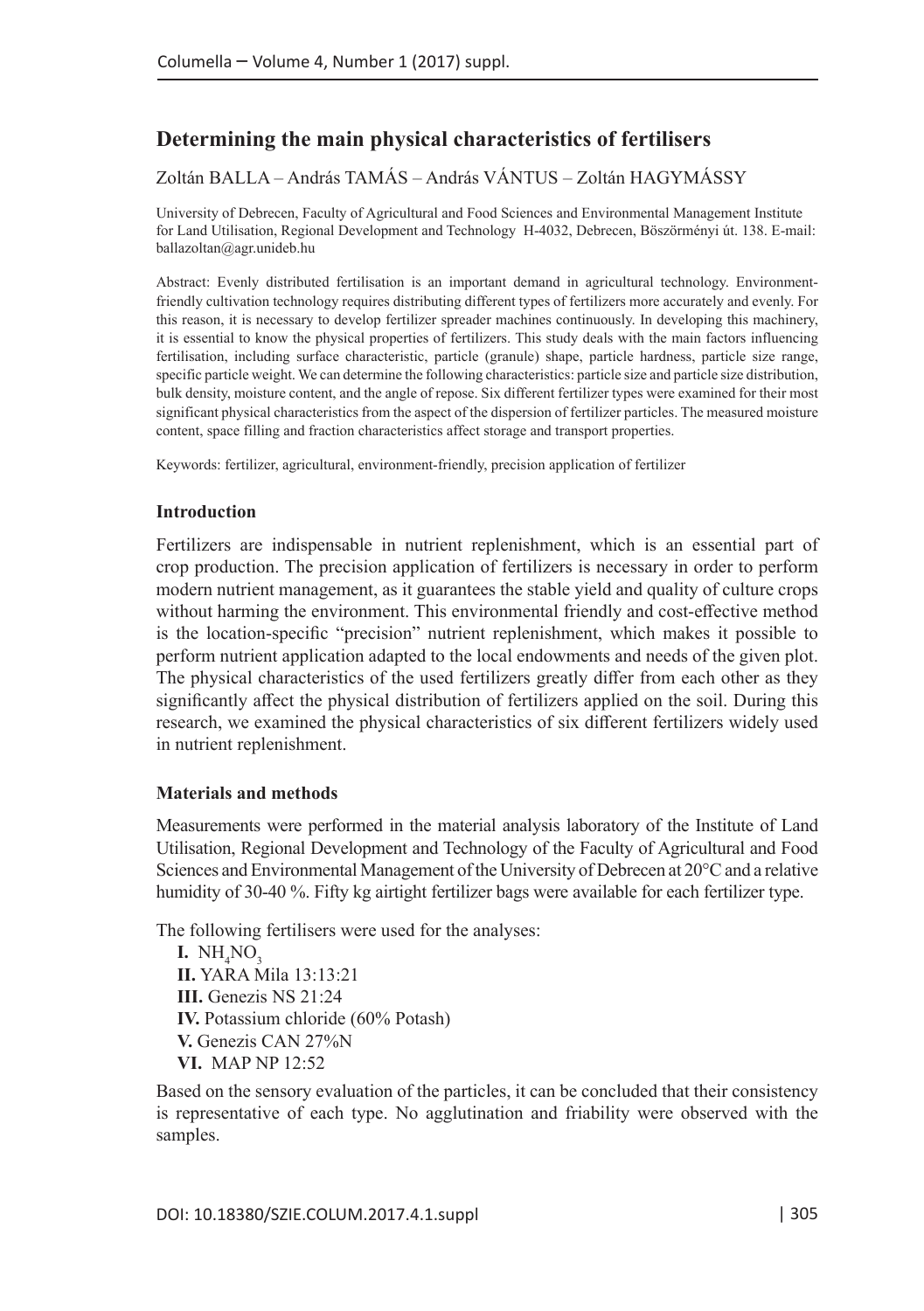# Determining the main physical characteristics of fertilisers

Zoltán BALLA – András TAMÁS – András VÁNTUS – Zoltán HAGYMÁSSY

University of Debrecen, Faculty of Agricultural and Food Sciences and Environmental Management Institute for Land Utilisation, Regional Development and Technology H-4032, Debrecen, Böszörményi út. 138. E-mail: ballazoltan@agr.unideb.hu

Abstract: Evenly distributed fertilisation is an important demand in agricultural technology. Environment-friendly cultivation technology requires distributing different types of fertilizers more accurately and evenly. For this reason, it is necessary to develop fertilizer spreader machines continuously. In developing this machinery, it is essential to know the physical properties of fertilizers. This study deals with the main factors influencing fertilisation, including surface characteristic, particle (granule) shape, particle hardness, particle size range, specific particle weight. We can determine the following characteristics: particle size and particle size distribution, bulk density, moisture content, and the angle of repose. Six different fertilizer types were examined for their most significant physical characteristics from the aspect of the dispersion of fertilizer particles. The measured moisture content, space filling and fraction characteristics affect storage and transport properties.

Keywords: fertilizer, agricultural, environment-friendly, precision application of fertilizer

## Introduction

Fertilizers are indispensable in nutrient replenishment, which is an essential part of crop production. The precision application of fertilizers is necessary in order to perform modern nutrient management, as it guarantees the stable yield and quality of culture crops without harming the environment. This environmental friendly and cost-effective method is the location-specific "precision" nutrient replenishment, which makes it possible to perform nutrient application adapted to the local endowments and needs of the given plot. The physical characteristics of the used fertilizers greatly differ from each other as they significantly affect the physical distribution of fertilizers applied on the soil. During this research, we examined the physical characteristics of six different fertilizers widely used in nutrient replenishment.

## Materials and methods

Measurements were performed in the material analysis laboratory of the Institute of Land Utilisation, Regional Development and Technology of the Faculty of Agricultural and Food Sciences and Environmental Management of the University of Debrecen at 20°C and a relative humidity of 30-40 %. Fifty kg airtight fertilizer bags were available for each fertilizer type.

The following fertilisers were used for the analyses:

**I.** $NH_4NO_3$
**II.** YARA Mila 13:13:21
**III.** Genezis NS 21:24
**IV.** Potassium chloride (60% Potash)
**V.** Genezis CAN 27%N
**VI.** MAP NP 12:52

Based on the sensory evaluation of the particles, it can be concluded that their consistency is representative of each type. No agglutination and friability were observed with the samples.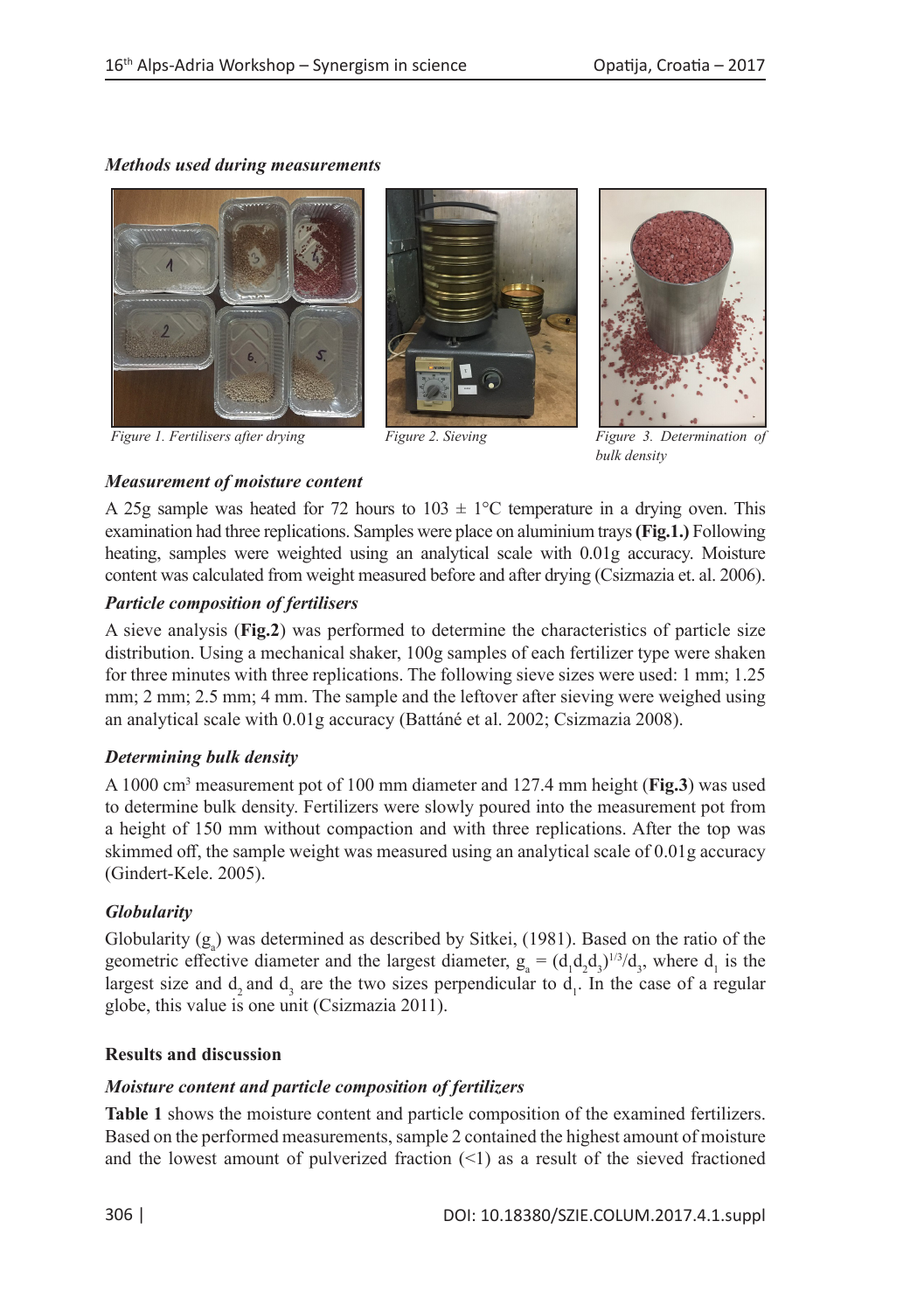### *Methods used during measurements*

*Figure 1. Fertilisers after drying*

*Figure 2. Sieving*

*Figure 3. Determination of bulk density*

### *Measurement of moisture content*

A 25g sample was heated for 72 hours to $103 \pm 1$°C temperature in a drying oven. This examination had three replications. Samples were place on aluminium trays **(Fig.1.)** Following heating, samples were weighted using an analytical scale with 0.01g accuracy. Moisture content was calculated from weight measured before and after drying (Csizmazia et. al. 2006).

### *Particle composition of fertilisers*

A sieve analysis (**Fig.2**) was performed to determine the characteristics of particle size distribution. Using a mechanical shaker, 100g samples of each fertilizer type were shaken for three minutes with three replications. The following sieve sizes were used: 1 mm; 1.25 mm; 2 mm; 2.5 mm; 4 mm. The sample and the leftover after sieving were weighed using an analytical scale with 0.01g accuracy (Battáné et al. 2002; Csizmazia 2008).

### *Determining bulk density*

A 1000 cm$^3$ measurement pot of 100 mm diameter and 127.4 mm height (**Fig.3**) was used to determine bulk density. Fertilizers were slowly poured into the measurement pot from a height of 150 mm without compaction and with three replications. After the top was skimmed off, the sample weight was measured using an analytical scale of 0.01g accuracy (Gindert-Kele. 2005).

### *Globularity*

Globularity ($g_a$) was determined as described by Sitkei, (1981). Based on the ratio of the geometric effective diameter and the largest diameter, $g_a = (d_1 d_2 d_3)^{1/3}/d_3$, where $d_1$ is the largest size and $d_2$ and $d_3$ are the two sizes perpendicular to $d_1$. In the case of a regular globe, this value is one unit (Csizmazia 2011).

## Results and discussion

### *Moisture content and particle composition of fertilizers*

**Table 1** shows the moisture content and particle composition of the examined fertilizers. Based on the performed measurements, sample 2 contained the highest amount of moisture and the lowest amount of pulverized fraction (<1) as a result of the sieved fractioned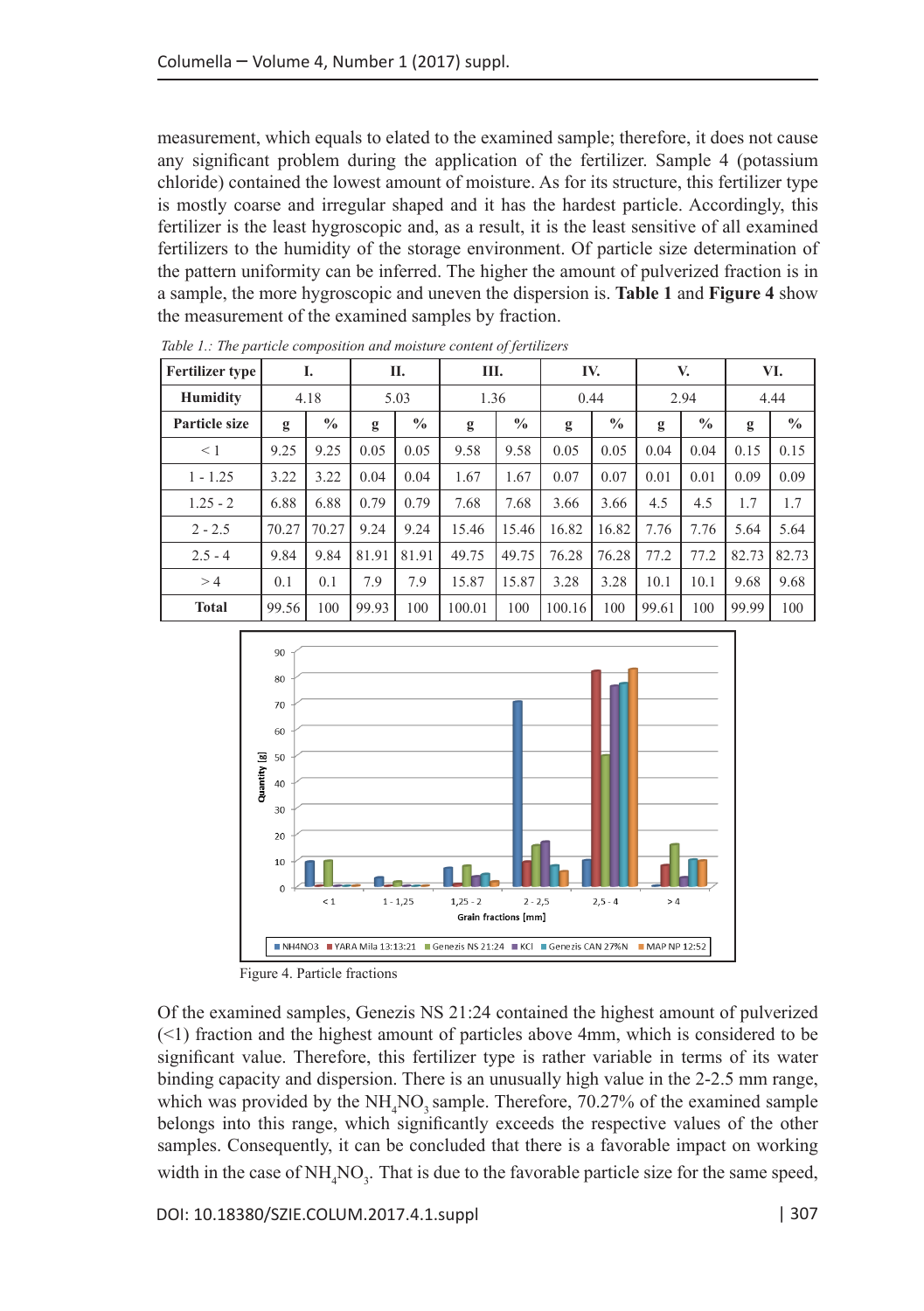measurement, which equals to elated to the examined sample; therefore, it does not cause any significant problem during the application of the fertilizer. Sample 4 (potassium chloride) contained the lowest amount of moisture. As for its structure, this fertilizer type is mostly coarse and irregular shaped and it has the hardest particle. Accordingly, this fertilizer is the least hygroscopic and, as a result, it is the least sensitive of all examined fertilizers to the humidity of the storage environment. Of particle size determination of the pattern uniformity can be inferred. The higher the amount of pulverized fraction is in a sample, the more hygroscopic and uneven the dispersion is. **Table 1** and **Figure 4** show the measurement of the examined samples by fraction.

*Table 1.: The particle composition and moisture content of fertilizers*

| Fertilizer type | I. | | II. | | III. | | IV. | | V. | | VI. | |
|---|---|---|---|---|---|---|---|---|---|---|---|---|
| **Humidity** | 4.18 | | 5.03 | | 1.36 | | 0.44 | | 2.94 | | 4.44 | |
| **Particle size** | g | % | g | % | g | % | g | % | g | % | g | % |
| < 1 | 9.25 | 9.25 | 0.05 | 0.05 | 9.58 | 9.58 | 0.05 | 0.05 | 0.04 | 0.04 | 0.15 | 0.15 |
| 1 - 1.25 | 3.22 | 3.22 | 0.04 | 0.04 | 1.67 | 1.67 | 0.07 | 0.07 | 0.01 | 0.01 | 0.09 | 0.09 |
| 1.25 - 2 | 6.88 | 6.88 | 0.79 | 0.79 | 7.68 | 7.68 | 3.66 | 3.66 | 4.5 | 4.5 | 1.7 | 1.7 |
| 2 - 2.5 | 70.27 | 70.27 | 9.24 | 9.24 | 15.46 | 15.46 | 16.82 | 16.82 | 7.76 | 7.76 | 5.64 | 5.64 |
| 2.5 - 4 | 9.84 | 9.84 | 81.91 | 81.91 | 49.75 | 49.75 | 76.28 | 76.28 | 77.2 | 77.2 | 82.73 | 82.73 |
| > 4 | 0.1 | 0.1 | 7.9 | 7.9 | 15.87 | 15.87 | 3.28 | 3.28 | 10.1 | 10.1 | 9.68 | 9.68 |
| **Total** | 99.56 | 100 | 99.93 | 100 | 100.01 | 100 | 100.16 | 100 | 99.61 | 100 | 99.99 | 100 |

Figure 4. Particle fractions

Of the examined samples, Genezis NS 21:24 contained the highest amount of pulverized (<1) fraction and the highest amount of particles above 4mm, which is considered to be significant value. Therefore, this fertilizer type is rather variable in terms of its water binding capacity and dispersion. There is an unusually high value in the 2-2.5 mm range, which was provided by the $NH_4NO_3$ sample. Therefore, 70.27% of the examined sample belongs into this range, which significantly exceeds the respective values of the other samples. Consequently, it can be concluded that there is a favorable impact on working width in the case of $NH_4NO_3$. That is due to the favorable particle size for the same speed,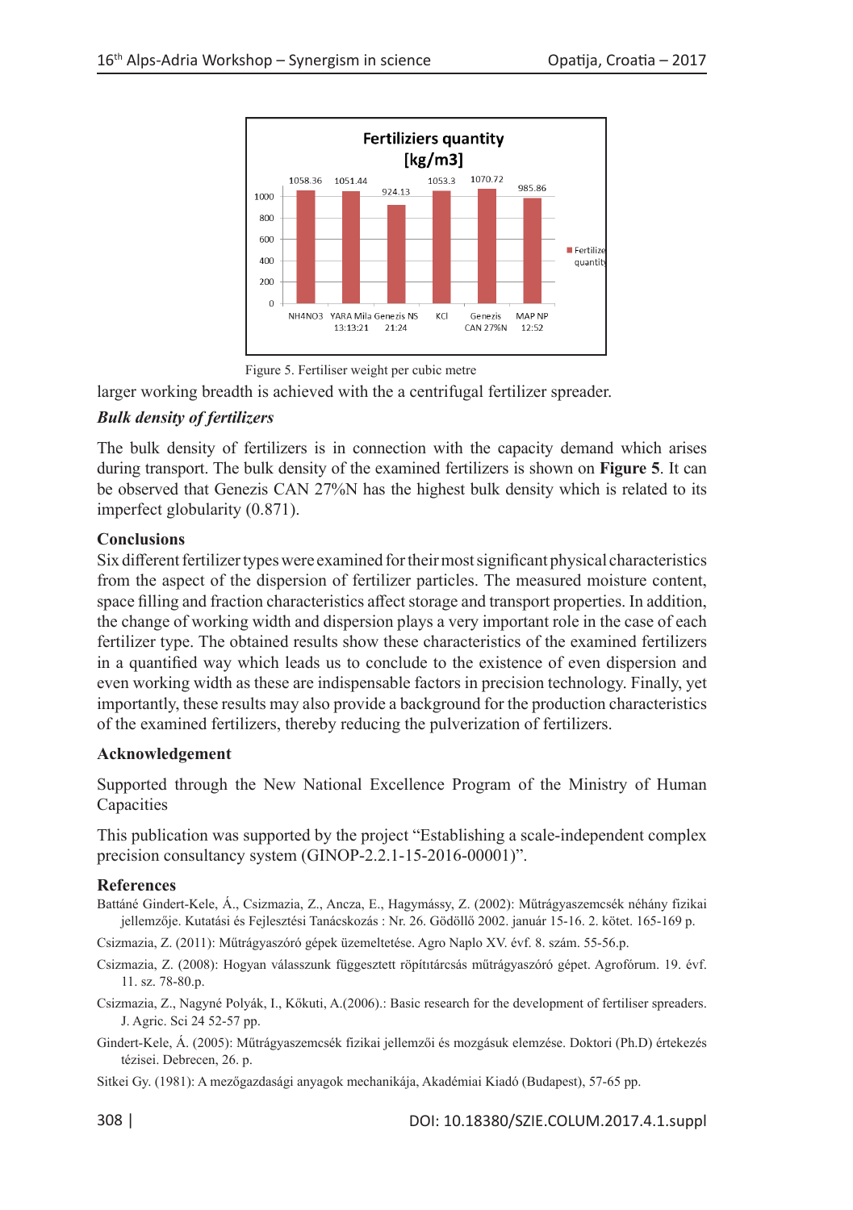Fertiliziers quantity
[kg/m3]

1058.36 1051.44 924.13 1053.3 1070.72 985.86

1000
800
600
400
200
0

NH4NO3 YARA Mila 13:13:21 Genezis NS 21:24 KCl Genezis CAN 27%N MAP NP 12:52

Fertilize quantity

Figure 5. Fertiliser weight per cubic metre

larger working breadth is achieved with the a centrifugal fertilizer spreader.

### *Bulk density of fertilizers*

The bulk density of fertilizers is in connection with the capacity demand which arises during transport. The bulk density of the examined fertilizers is shown on **Figure 5**. It can be observed that Genezis CAN 27%N has the highest bulk density which is related to its imperfect globularity (0.871).

## Conclusions

Six different fertilizer types were examined for their most significant physical characteristics from the aspect of the dispersion of fertilizer particles. The measured moisture content, space filling and fraction characteristics affect storage and transport properties. In addition, the change of working width and dispersion plays a very important role in the case of each fertilizer type. The obtained results show these characteristics of the examined fertilizers in a quantified way which leads us to conclude to the existence of even dispersion and even working width as these are indispensable factors in precision technology. Finally, yet importantly, these results may also provide a background for the production characteristics of the examined fertilizers, thereby reducing the pulverization of fertilizers.

## Acknowledgement

Supported through the New National Excellence Program of the Ministry of Human Capacities

This publication was supported by the project "Establishing a scale-independent complex precision consultancy system (GINOP-2.2.1-15-2016-00001)".

## References

Battáné Gindert-Kele, Á., Csizmazia, Z., Ancza, E., Hagymássy, Z. (2002): Műtrágyaszemcsék néhány fizikai jellemzője. Kutatási és Fejlesztési Tanácskozás : Nr. 26. Gödöllő 2002. január 15-16. 2. kötet. 165-169 p.

Csizmazia, Z. (2011): Műtrágyaszóró gépek üzemeltetése. Agro Naplo XV. évf. 8. szám. 55-56.p.

Csizmazia, Z. (2008): Hogyan válasszunk függesztett röpítıtárcsás műtrágyaszóró gépet. Agrofórum. 19. évf. 11. sz. 78-80.p.

Csizmazia, Z., Nagyné Polyák, I., Kőkuti, A.(2006).: Basic research for the development of fertiliser spreaders. J. Agric. Sci 24 52-57 pp.

Gindert-Kele, Á. (2005): Műtrágyaszemcsék fizikai jellemzői és mozgásuk elemzése. Doktori (Ph.D) értekezés tézisei. Debrecen, 26. p.

Sitkei Gy. (1981): A mezőgazdasági anyagok mechanikája, Akadémiai Kiadó (Budapest), 57-65 pp.